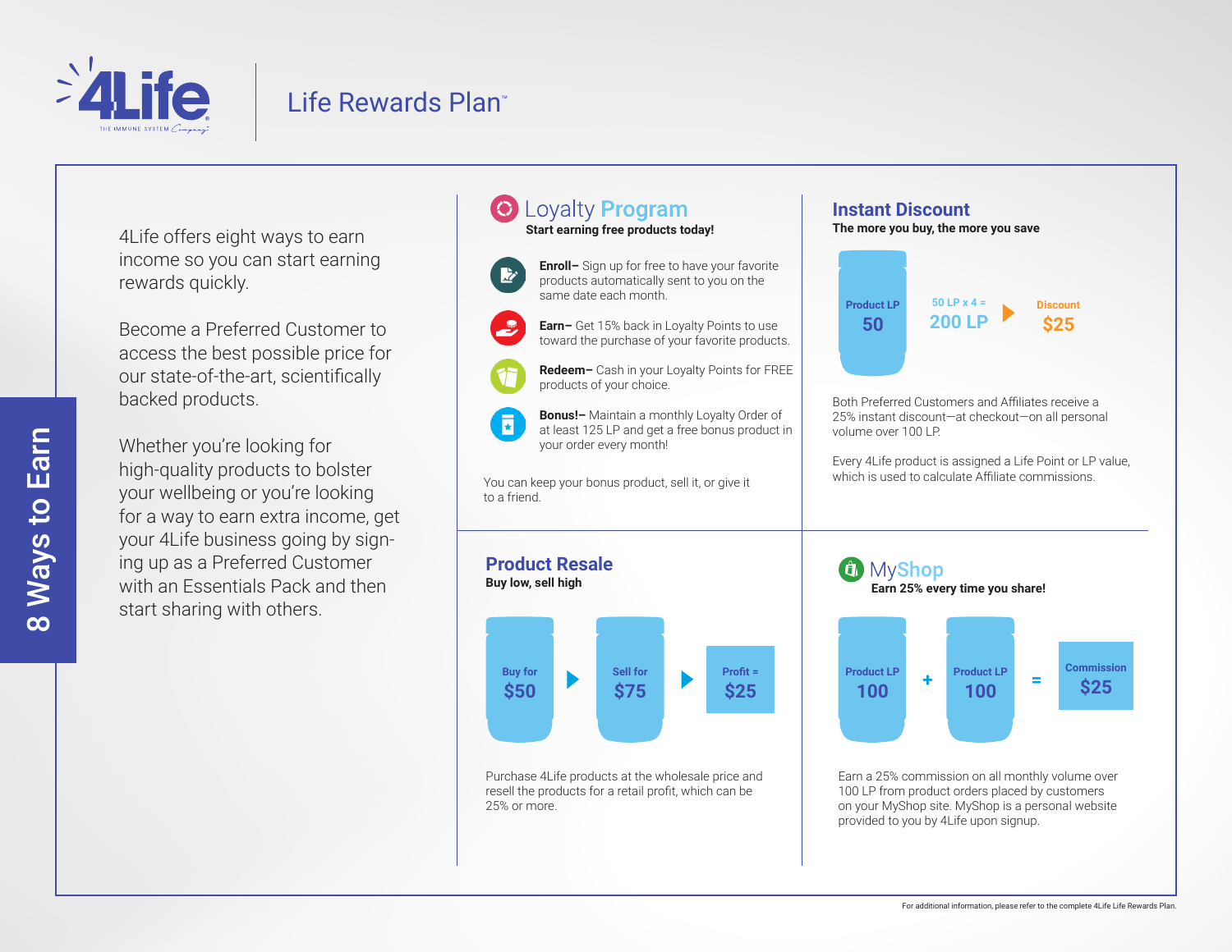# 4Life — Life Rewards Plan™

## 8 Ways to Earn

4Life offers eight ways to earn income so you can start earning rewards quickly.

Become a Preferred Customer to access the best possible price for our state-of-the-art, scientifically backed products.

Whether you're looking for high-quality products to bolster your wellbeing or you're looking for a way to earn extra income, get your 4Life business going by signing up as a Preferred Customer with an Essentials Pack and then start sharing with others.

## Loyalty Program

**Start earning free products today!**

- **Enroll–** Sign up for free to have your favorite products automatically sent to you on the same date each month.
- **Earn–** Get 15% back in Loyalty Points to use toward the purchase of your favorite products.
- **Redeem–** Cash in your Loyalty Points for FREE products of your choice.
- **Bonus!–** Maintain a monthly Loyalty Order of at least 125 LP and get a free bonus product in your order every month!

You can keep your bonus product, sell it, or give it to a friend.

## Instant Discount

**The more you buy, the more you save**

Product LP 50 → 50 LP x 4 = 200 LP → Discount $25

Both Preferred Customers and Affiliates receive a 25% instant discount—at checkout—on all personal volume over 100 LP.

Every 4Life product is assigned a Life Point or LP value, which is used to calculate Affiliate commissions.

## Product Resale

**Buy low, sell high**

Buy for $50 → Sell for $75 → Profit = $25

Purchase 4Life products at the wholesale price and resell the products for a retail profit, which can be 25% or more.

## MyShop

**Earn 25% every time you share!**

Product LP 100 + Product LP 100 = Commission $25

Earn a 25% commission on all monthly volume over 100 LP from product orders placed by customers on your MyShop site. MyShop is a personal website provided to you by 4Life upon signup.

For additional information, please refer to the complete 4Life Life Rewards Plan.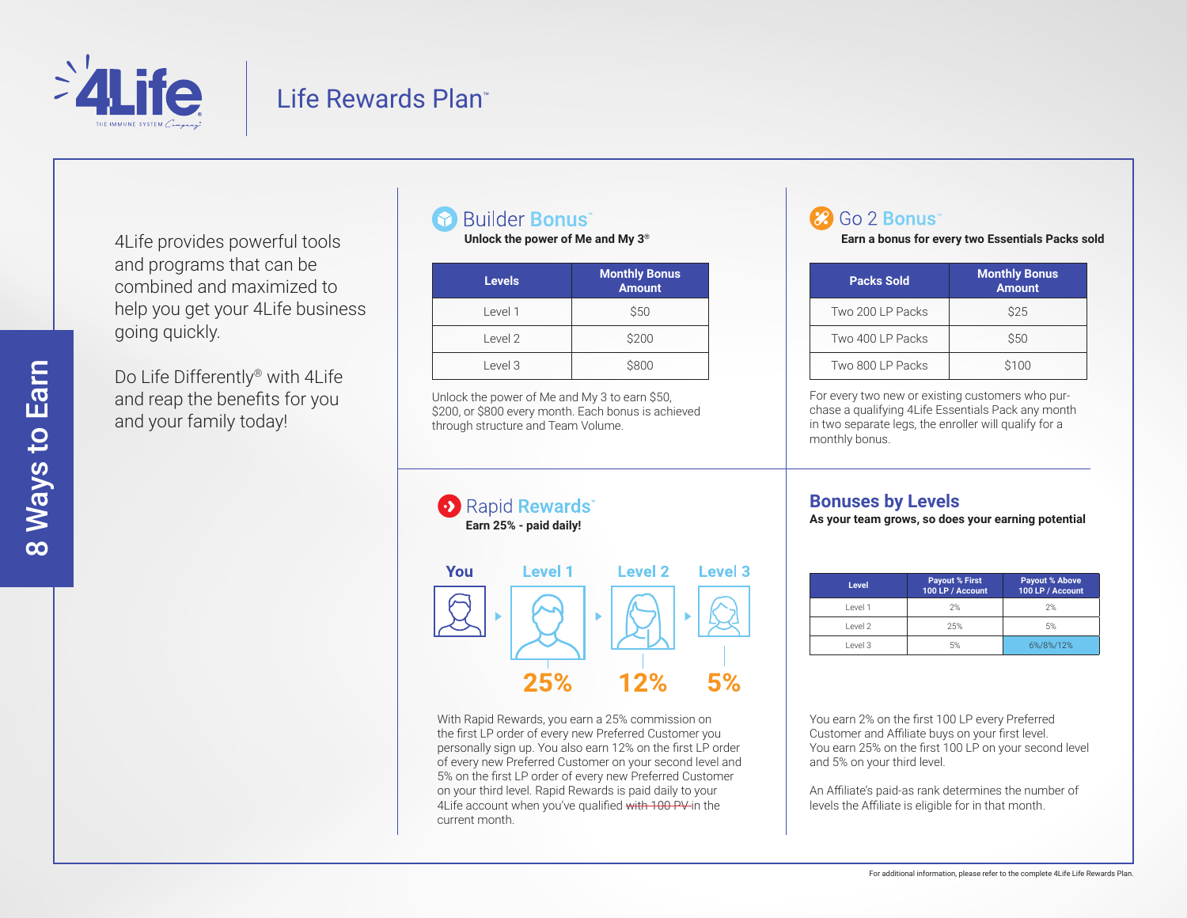Life Rewards Plan™

# 8 Ways to Earn

4Life provides powerful tools and programs that can be combined and maximized to help you get your 4Life business going quickly.

Do Life Differently® with 4Life and reap the benefits for you and your family today!

## Builder Bonus™

**Unlock the power of Me and My 3®**

| Levels | Monthly Bonus Amount |
|---|---|
| Level 1 | $50 |
| Level 2 | $200 |
| Level 3 | $800 |

Unlock the power of Me and My 3 to earn $50, $200, or $800 every month. Each bonus is achieved through structure and Team Volume.

## Go 2 Bonus™

**Earn a bonus for every two Essentials Packs sold**

| Packs Sold | Monthly Bonus Amount |
|---|---|
| Two 200 LP Packs | $25 |
| Two 400 LP Packs | $50 |
| Two 800 LP Packs | $100 |

For every two new or existing customers who purchase a qualifying 4Life Essentials Pack any month in two separate legs, the enroller will qualify for a monthly bonus.

## Rapid Rewards™

**Earn 25% - paid daily!**

You
Level 1
Level 2
Level 3
25%
12%
5%

With Rapid Rewards, you earn a 25% commission on the first LP order of every new Preferred Customer you personally sign up. You also earn 12% on the first LP order of every new Preferred Customer on your second level and 5% on the first LP order of every new Preferred Customer on your third level. Rapid Rewards is paid daily to your 4Life account when you've qualified ~~with 100 PV~~ in the current month.

## Bonuses by Levels

**As your team grows, so does your earning potential**

| Level | Payout % First 100 LP / Account | Payout % Above 100 LP / Account |
|---|---|---|
| Level 1 | 2% | 2% |
| Level 2 | 25% | 5% |
| Level 3 | 5% | 6%/8%/12% |

You earn 2% on the first 100 LP every Preferred Customer and Affiliate buys on your first level. You earn 25% on the first 100 LP on your second level and 5% on your third level.

An Affiliate's paid-as rank determines the number of levels the Affiliate is eligible for in that month.

For additional information, please refer to the complete 4Life Life Rewards Plan.